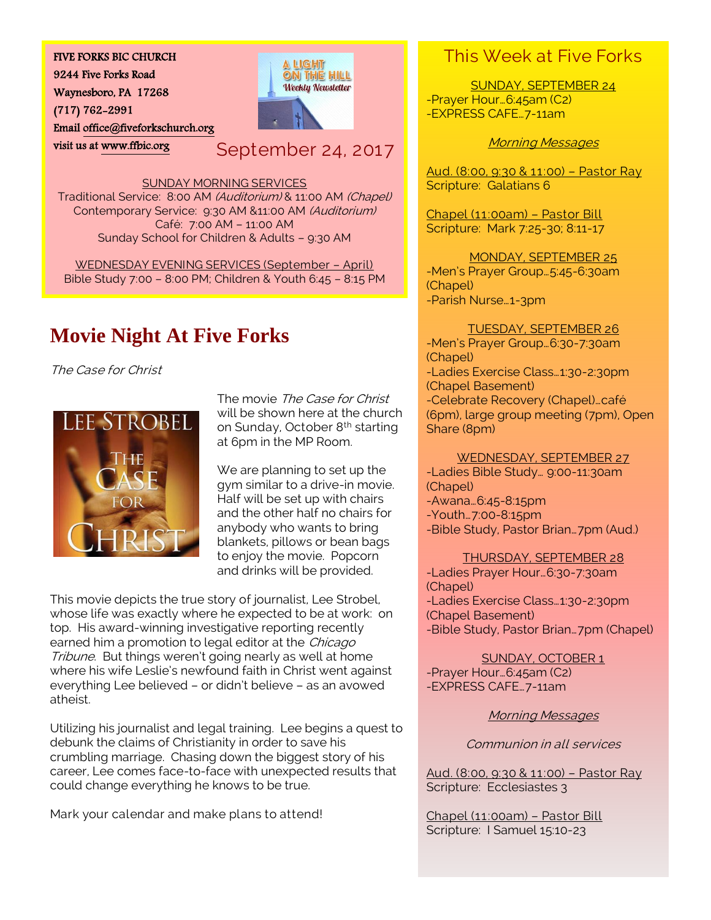FIVE FORKS BIC CHURCH
9244 Five Forks Road
Waynesboro, PA 17268
(717) 762-2991
Email office@fiveforkschurch.org
visit us at www.ffbic.org

A LIGHT ON THE HILL
Weekly Newsletter

September 24, 2017

SUNDAY MORNING SERVICES
Traditional Service: 8:00 AM *(Auditorium)* & 11:00 AM *(Chapel)*
Contemporary Service: 9:30 AM &11:00 AM *(Auditorium)*
Café: 7:00 AM – 11:00 AM
Sunday School for Children & Adults – 9:30 AM

WEDNESDAY EVENING SERVICES (September – April)
Bible Study 7:00 – 8:00 PM; Children & Youth 6:45 – 8:15 PM

# Movie Night At Five Forks

*The Case for Christ*

The movie *The Case for Christ* will be shown here at the church on Sunday, October 8th starting at 6pm in the MP Room.

We are planning to set up the gym similar to a drive-in movie. Half will be set up with chairs and the other half no chairs for anybody who wants to bring blankets, pillows or bean bags to enjoy the movie. Popcorn and drinks will be provided.

This movie depicts the true story of journalist, Lee Strobel, whose life was exactly where he expected to be at work: on top. His award-winning investigative reporting recently earned him a promotion to legal editor at the *Chicago Tribune*. But things weren't going nearly as well at home where his wife Leslie's newfound faith in Christ went against everything Lee believed – or didn't believe – as an avowed atheist.

Utilizing his journalist and legal training. Lee begins a quest to debunk the claims of Christianity in order to save his crumbling marriage. Chasing down the biggest story of his career, Lee comes face-to-face with unexpected results that could change everything he knows to be true.

Mark your calendar and make plans to attend!

## This Week at Five Forks

SUNDAY, SEPTEMBER 24
-Prayer Hour…6:45am (C2)
-EXPRESS CAFE…7-11am

*Morning Messages*

Aud. (8:00, 9:30 & 11:00) – Pastor Ray
Scripture: Galatians 6

Chapel (11:00am) – Pastor Bill
Scripture: Mark 7:25-30; 8:11-17

MONDAY, SEPTEMBER 25
-Men's Prayer Group…5:45-6:30am (Chapel)
-Parish Nurse…1-3pm

TUESDAY, SEPTEMBER 26
-Men's Prayer Group…6:30-7:30am (Chapel)
-Ladies Exercise Class…1:30-2:30pm (Chapel Basement)
-Celebrate Recovery (Chapel)…café (6pm), large group meeting (7pm), Open Share (8pm)

WEDNESDAY, SEPTEMBER 27
-Ladies Bible Study… 9:00-11:30am (Chapel)
-Awana…6:45-8:15pm
-Youth…7:00-8:15pm
-Bible Study, Pastor Brian…7pm (Aud.)

THURSDAY, SEPTEMBER 28
-Ladies Prayer Hour…6:30-7:30am (Chapel)
-Ladies Exercise Class…1:30-2:30pm (Chapel Basement)
-Bible Study, Pastor Brian…7pm (Chapel)

SUNDAY, OCTOBER 1
-Prayer Hour…6:45am (C2)
-EXPRESS CAFE…7-11am

*Morning Messages*

*Communion in all services*

Aud. (8:00, 9:30 & 11:00) – Pastor Ray
Scripture: Ecclesiastes 3

Chapel (11:00am) – Pastor Bill
Scripture: I Samuel 15:10-23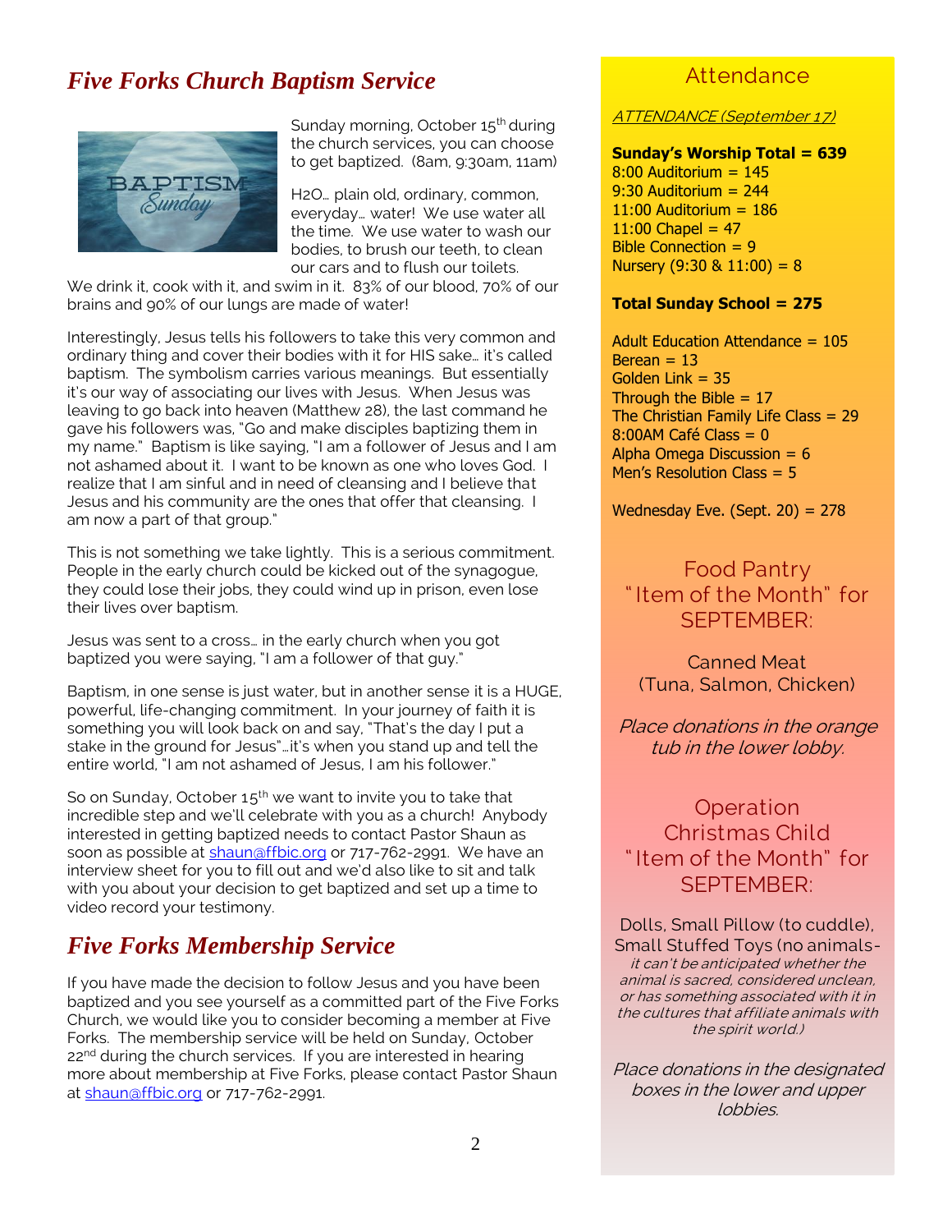## *Five Forks Church Baptism Service*

Sunday morning, October 15th during the church services, you can choose to get baptized. (8am, 9:30am, 11am)

H2O… plain old, ordinary, common, everyday… water! We use water all the time. We use water to wash our bodies, to brush our teeth, to clean our cars and to flush our toilets. We drink it, cook with it, and swim in it. 83% of our blood, 70% of our brains and 90% of our lungs are made of water!

Interestingly, Jesus tells his followers to take this very common and ordinary thing and cover their bodies with it for HIS sake… it's called baptism. The symbolism carries various meanings. But essentially it's our way of associating our lives with Jesus. When Jesus was leaving to go back into heaven (Matthew 28), the last command he gave his followers was, "Go and make disciples baptizing them in my name." Baptism is like saying, "I am a follower of Jesus and I am not ashamed about it. I want to be known as one who loves God. I realize that I am sinful and in need of cleansing and I believe that Jesus and his community are the ones that offer that cleansing. I am now a part of that group."

This is not something we take lightly. This is a serious commitment. People in the early church could be kicked out of the synagogue, they could lose their jobs, they could wind up in prison, even lose their lives over baptism.

Jesus was sent to a cross… in the early church when you got baptized you were saying, "I am a follower of that guy."

Baptism, in one sense is just water, but in another sense it is a HUGE, powerful, life-changing commitment. In your journey of faith it is something you will look back on and say, "That's the day I put a stake in the ground for Jesus"…it's when you stand up and tell the entire world, "I am not ashamed of Jesus, I am his follower."

So on Sunday, October 15th we want to invite you to take that incredible step and we'll celebrate with you as a church! Anybody interested in getting baptized needs to contact Pastor Shaun as soon as possible at shaun@ffbic.org or 717-762-2991. We have an interview sheet for you to fill out and we'd also like to sit and talk with you about your decision to get baptized and set up a time to video record your testimony.

## *Five Forks Membership Service*

If you have made the decision to follow Jesus and you have been baptized and you see yourself as a committed part of the Five Forks Church, we would like you to consider becoming a member at Five Forks. The membership service will be held on Sunday, October 22nd during the church services. If you are interested in hearing more about membership at Five Forks, please contact Pastor Shaun at shaun@ffbic.org or 717-762-2991.

## Attendance

*ATTENDANCE (September 17)*

**Sunday's Worship Total = 639**
8:00 Auditorium = 145
9:30 Auditorium = 244
11:00 Auditorium = 186
11:00 Chapel = 47
Bible Connection = 9
Nursery (9:30 & 11:00) = 8

**Total Sunday School = 275**

Adult Education Attendance = 105
Berean = 13
Golden Link = 35
Through the Bible = 17
The Christian Family Life Class = 29
8:00AM Café Class = 0
Alpha Omega Discussion = 6
Men's Resolution Class = 5

Wednesday Eve. (Sept. 20) = 278

## Food Pantry "Item of the Month" for SEPTEMBER:

Canned Meat
(Tuna, Salmon, Chicken)

*Place donations in the orange tub in the lower lobby.*

## Operation Christmas Child "Item of the Month" for SEPTEMBER:

Dolls, Small Pillow (to cuddle), Small Stuffed Toys (no animals- *it can't be anticipated whether the animal is sacred, considered unclean, or has something associated with it in the cultures that affiliate animals with the spirit world.)*

*Place donations in the designated boxes in the lower and upper lobbies.*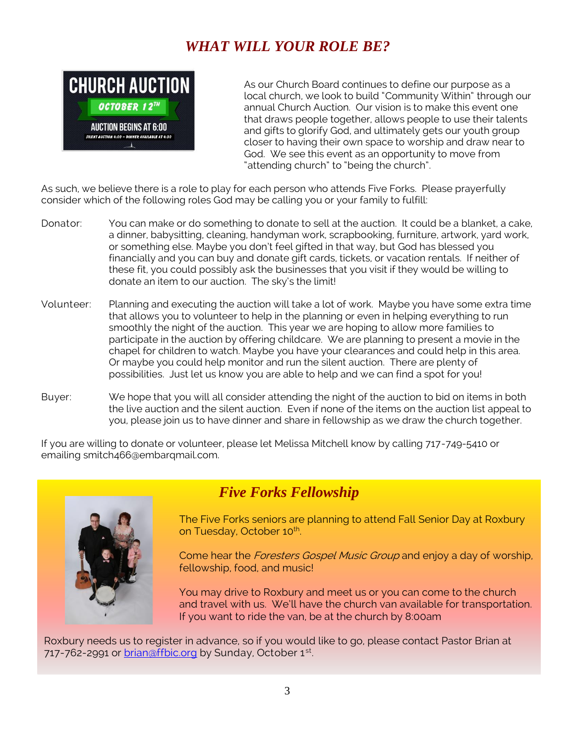## *WHAT WILL YOUR ROLE BE?*

CHURCH AUCTION

OCTOBER 12TH

AUCTION BEGINS AT 6:00

SILENT AUCTION 4:00 – DINNER AVAILABLE AT 4:30

As our Church Board continues to define our purpose as a local church, we look to build "Community Within" through our annual Church Auction. Our vision is to make this event one that draws people together, allows people to use their talents and gifts to glorify God, and ultimately gets our youth group closer to having their own space to worship and draw near to God. We see this event as an opportunity to move from "attending church" to "being the church".

As such, we believe there is a role to play for each person who attends Five Forks. Please prayerfully consider which of the following roles God may be calling you or your family to fulfill:

Donator: You can make or do something to donate to sell at the auction. It could be a blanket, a cake, a dinner, babysitting, cleaning, handyman work, scrapbooking, furniture, artwork, yard work, or something else. Maybe you don't feel gifted in that way, but God has blessed you financially and you can buy and donate gift cards, tickets, or vacation rentals. If neither of these fit, you could possibly ask the businesses that you visit if they would be willing to donate an item to our auction. The sky's the limit!

Volunteer: Planning and executing the auction will take a lot of work. Maybe you have some extra time that allows you to volunteer to help in the planning or even in helping everything to run smoothly the night of the auction. This year we are hoping to allow more families to participate in the auction by offering childcare. We are planning to present a movie in the chapel for children to watch. Maybe you have your clearances and could help in this area. Or maybe you could help monitor and run the silent auction. There are plenty of possibilities. Just let us know you are able to help and we can find a spot for you!

Buyer: We hope that you will all consider attending the night of the auction to bid on items in both the live auction and the silent auction. Even if none of the items on the auction list appeal to you, please join us to have dinner and share in fellowship as we draw the church together.

If you are willing to donate or volunteer, please let Melissa Mitchell know by calling 717-749-5410 or emailing smitch466@embarqmail.com.

## *Five Forks Fellowship*

The Five Forks seniors are planning to attend Fall Senior Day at Roxbury on Tuesday, October 10th.

Come hear the *Foresters Gospel Music Group* and enjoy a day of worship, fellowship, food, and music!

You may drive to Roxbury and meet us or you can come to the church and travel with us. We'll have the church van available for transportation. If you want to ride the van, be at the church by 8:00am

Roxbury needs us to register in advance, so if you would like to go, please contact Pastor Brian at 717-762-2991 or brian@ffbic.org by Sunday, October 1st.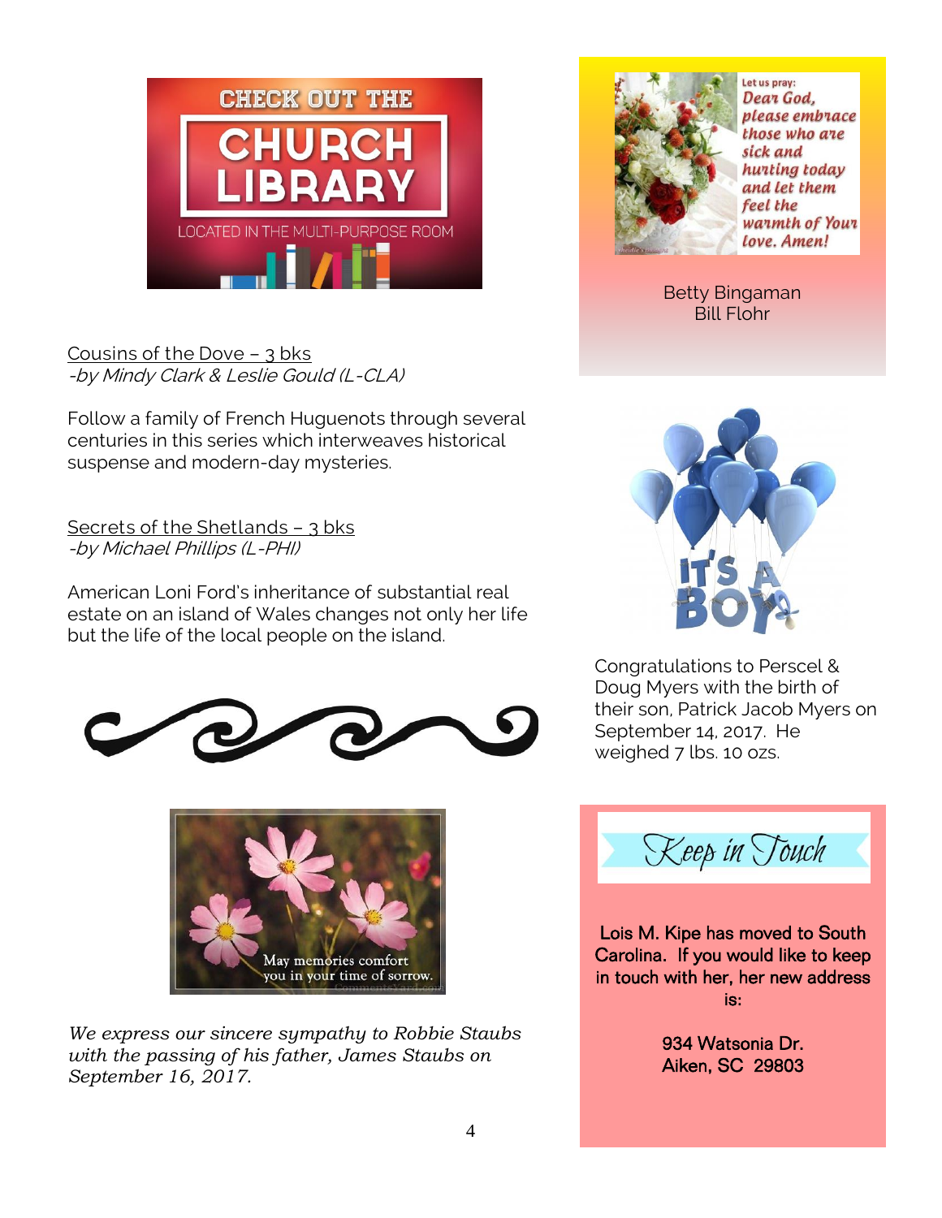# CHECK OUT THE CHURCH LIBRARY

LOCATED IN THE MULTI-PURPOSE ROOM

Cousins of the Dove – 3 bks
*-by Mindy Clark & Leslie Gould (L-CLA)*

Follow a family of French Huguenots through several centuries in this series which interweaves historical suspense and modern-day mysteries.

Secrets of the Shetlands – 3 bks
*-by Michael Phillips (L-PHI)*

American Loni Ford's inheritance of substantial real estate on an island of Wales changes not only her life but the life of the local people on the island.

May memories comfort you in your time of sorrow.

*We express our sincere sympathy to Robbie Staubs with the passing of his father, James Staubs on September 16, 2017.*

Let us pray:
*Dear God, please embrace those who are sick and hurting today and let them feel the warmth of Your love. Amen!*

Betty Bingaman
Bill Flohr

IT'S A BOY

Congratulations to Perscel & Doug Myers with the birth of their son, Patrick Jacob Myers on September 14, 2017. He weighed 7 lbs. 10 ozs.

## Keep in Touch

Lois M. Kipe has moved to South Carolina. If you would like to keep in touch with her, her new address is:

934 Watsonia Dr.
Aiken, SC 29803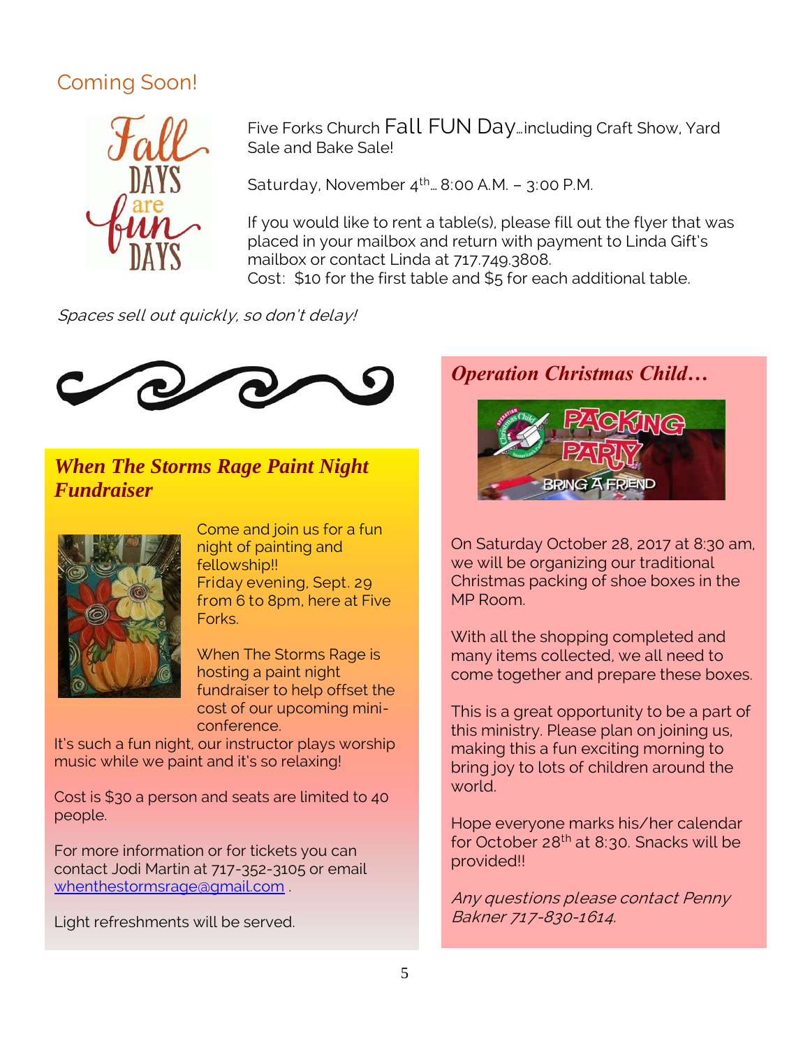## Coming Soon!

Five Forks Church Fall FUN Day…including Craft Show, Yard Sale and Bake Sale!

Saturday, November 4th… 8:00 A.M. – 3:00 P.M.

If you would like to rent a table(s), please fill out the flyer that was placed in your mailbox and return with payment to Linda Gift's mailbox or contact Linda at 717.749.3808.
Cost: $10 for the first table and $5 for each additional table.

*Spaces sell out quickly, so don't delay!*

## *When The Storms Rage Paint Night Fundraiser*

Come and join us for a fun night of painting and fellowship!!
Friday evening, Sept. 29 from 6 to 8pm, here at Five Forks.

When The Storms Rage is hosting a paint night fundraiser to help offset the cost of our upcoming mini-conference.
It's such a fun night, our instructor plays worship music while we paint and it's so relaxing!

Cost is $30 a person and seats are limited to 40 people.

For more information or for tickets you can contact Jodi Martin at 717-352-3105 or email whenthestormsrage@gmail.com .

Light refreshments will be served.

## *Operation Christmas Child…*

On Saturday October 28, 2017 at 8:30 am, we will be organizing our traditional Christmas packing of shoe boxes in the MP Room.

With all the shopping completed and many items collected, we all need to come together and prepare these boxes.

This is a great opportunity to be a part of this ministry. Please plan on joining us, making this a fun exciting morning to bring joy to lots of children around the world.

Hope everyone marks his/her calendar for October 28th at 8:30. Snacks will be provided!!

*Any questions please contact Penny Bakner 717-830-1614.*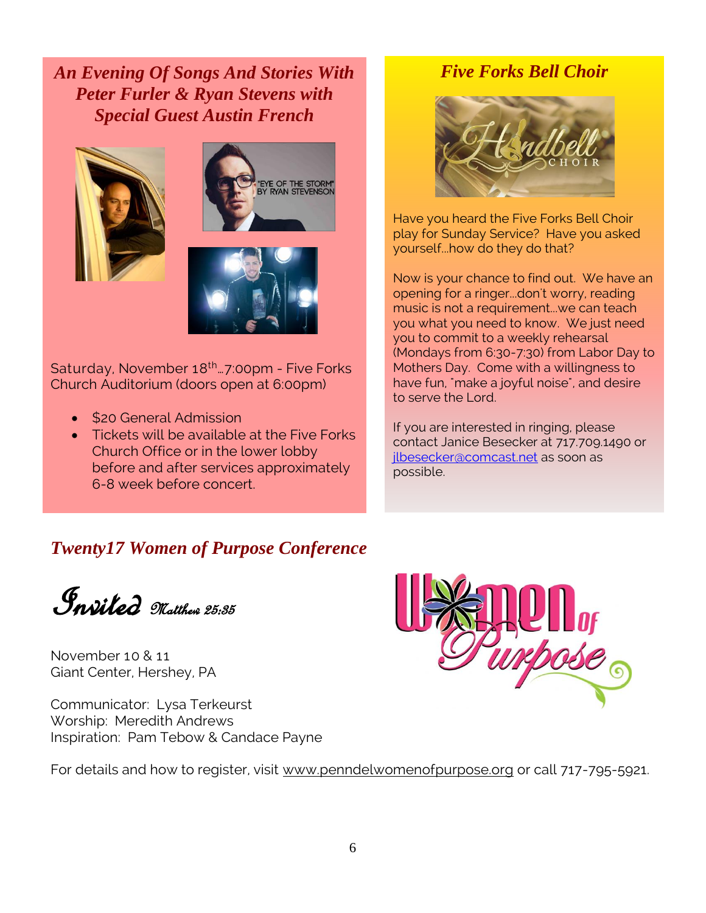## *An Evening Of Songs And Stories With Peter Furler & Ryan Stevens with Special Guest Austin French*

Saturday, November 18th…7:00pm - Five Forks Church Auditorium (doors open at 6:00pm)

- $20 General Admission
- Tickets will be available at the Five Forks Church Office or in the lower lobby before and after services approximately 6-8 week before concert.

## *Five Forks Bell Choir*

Have you heard the Five Forks Bell Choir play for Sunday Service? Have you asked yourself…how do they do that?

Now is your chance to find out. We have an opening for a ringer…don't worry, reading music is not a requirement…we can teach you what you need to know. We just need you to commit to a weekly rehearsal (Mondays from 6:30-7:30) from Labor Day to Mothers Day. Come with a willingness to have fun, "make a joyful noise", and desire to serve the Lord.

If you are interested in ringing, please contact Janice Besecker at 717.709.1490 or jlbesecker@comcast.net as soon as possible.

## *Twenty17 Women of Purpose Conference*

*Invited* *Matthew 25:35*

November 10 & 11
Giant Center, Hershey, PA

Communicator: Lysa Terkeurst
Worship: Meredith Andrews
Inspiration: Pam Tebow & Candace Payne

For details and how to register, visit www.penndelwomenofpurpose.org or call 717-795-5921.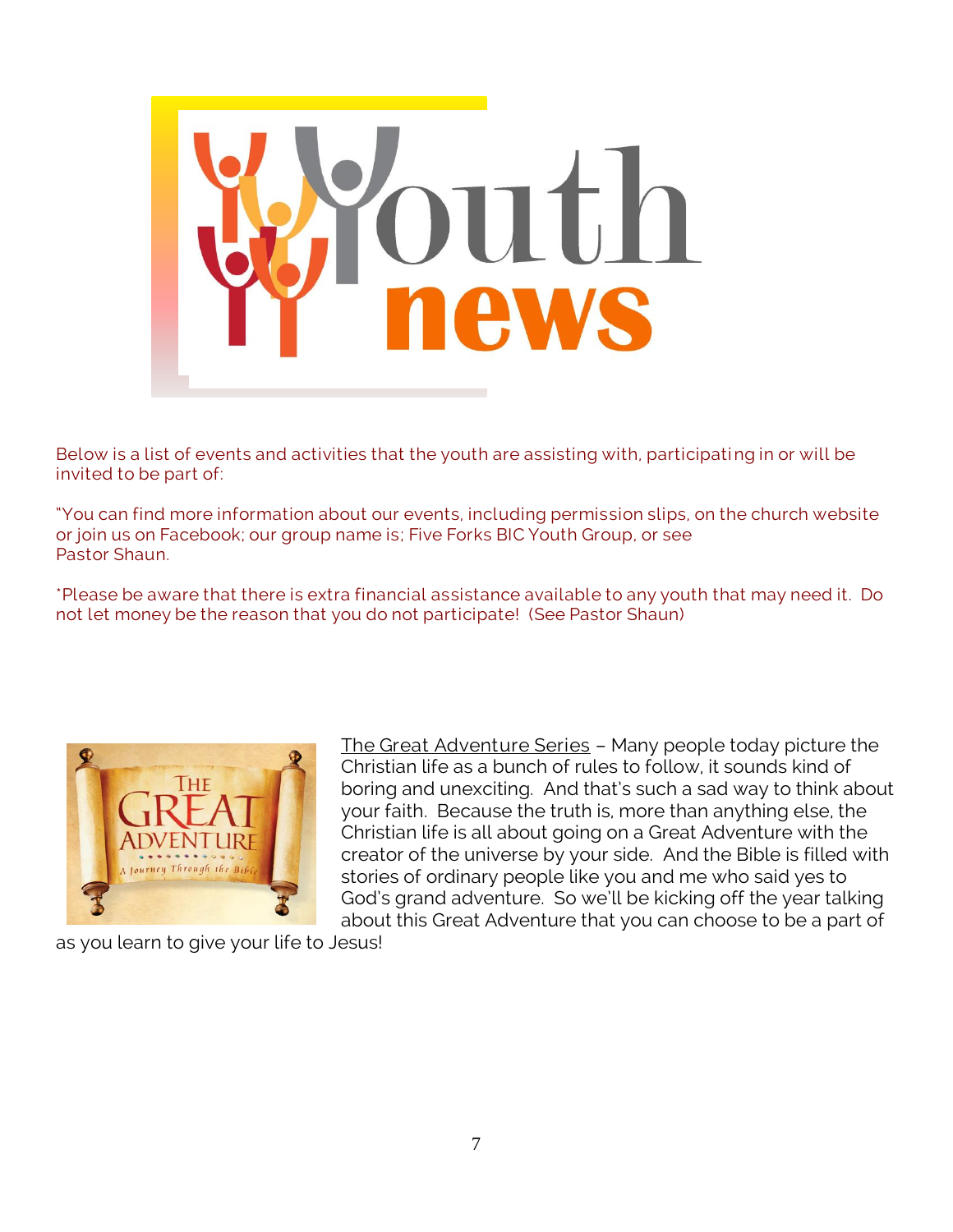# Youth news

Below is a list of events and activities that the youth are assisting with, participating in or will be invited to be part of:

"You can find more information about our events, including permission slips, on the church website or join us on Facebook; our group name is; Five Forks BIC Youth Group, or see Pastor Shaun.

*Please be aware that there is extra financial assistance available to any youth that may need it. Do not let money be the reason that you do not participate! (See Pastor Shaun)

The Great Adventure Series – Many people today picture the Christian life as a bunch of rules to follow, it sounds kind of boring and unexciting. And that's such a sad way to think about your faith. Because the truth is, more than anything else, the Christian life is all about going on a Great Adventure with the creator of the universe by your side. And the Bible is filled with stories of ordinary people like you and me who said yes to God's grand adventure. So we'll be kicking off the year talking about this Great Adventure that you can choose to be a part of as you learn to give your life to Jesus!